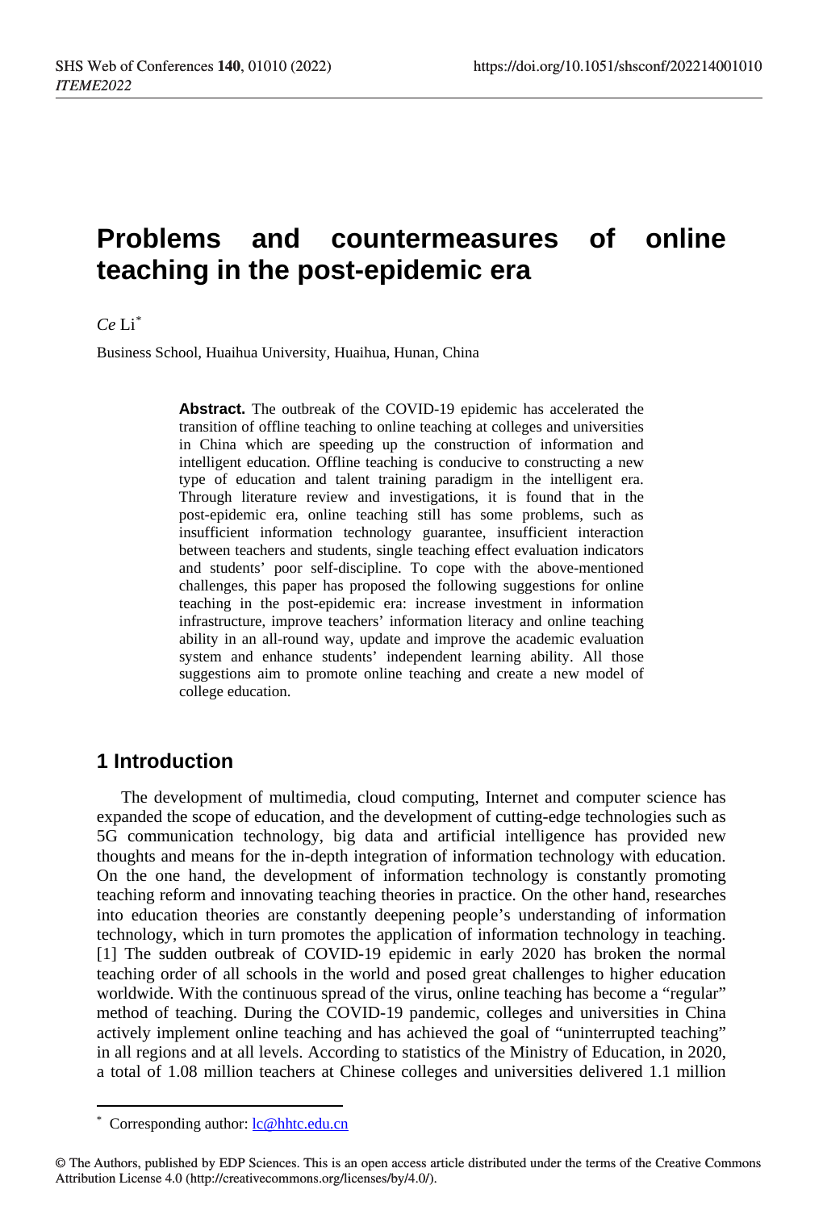# Problems and countermeasures of online teaching in the post-epidemic era

*Ce* Li*

Business School, Huaihua University, Huaihua, Hunan, China

**Abstract.** The outbreak of the COVID-19 epidemic has accelerated the transition of offline teaching to online teaching at colleges and universities in China which are speeding up the construction of information and intelligent education. Offline teaching is conducive to constructing a new type of education and talent training paradigm in the intelligent era. Through literature review and investigations, it is found that in the post-epidemic era, online teaching still has some problems, such as insufficient information technology guarantee, insufficient interaction between teachers and students, single teaching effect evaluation indicators and students' poor self-discipline. To cope with the above-mentioned challenges, this paper has proposed the following suggestions for online teaching in the post-epidemic era: increase investment in information infrastructure, improve teachers' information literacy and online teaching ability in an all-round way, update and improve the academic evaluation system and enhance students' independent learning ability. All those suggestions aim to promote online teaching and create a new model of college education.

## 1 Introduction

The development of multimedia, cloud computing, Internet and computer science has expanded the scope of education, and the development of cutting-edge technologies such as 5G communication technology, big data and artificial intelligence has provided new thoughts and means for the in-depth integration of information technology with education. On the one hand, the development of information technology is constantly promoting teaching reform and innovating teaching theories in practice. On the other hand, researches into education theories are constantly deepening people's understanding of information technology, which in turn promotes the application of information technology in teaching. [1] The sudden outbreak of COVID-19 epidemic in early 2020 has broken the normal teaching order of all schools in the world and posed great challenges to higher education worldwide. With the continuous spread of the virus, online teaching has become a "regular" method of teaching. During the COVID-19 pandemic, colleges and universities in China actively implement online teaching and has achieved the goal of "uninterrupted teaching" in all regions and at all levels. According to statistics of the Ministry of Education, in 2020, a total of 1.08 million teachers at Chinese colleges and universities delivered 1.1 million

* Corresponding author: lc@hhtc.edu.cn

© The Authors, published by EDP Sciences. This is an open access article distributed under the terms of the Creative Commons Attribution License 4.0 (http://creativecommons.org/licenses/by/4.0/).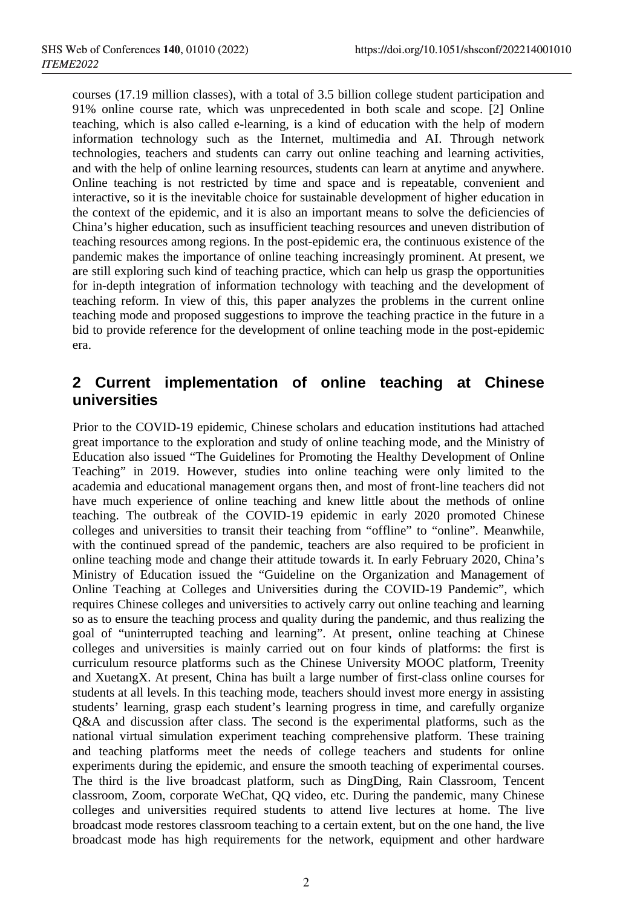courses (17.19 million classes), with a total of 3.5 billion college student participation and 91% online course rate, which was unprecedented in both scale and scope. [2] Online teaching, which is also called e-learning, is a kind of education with the help of modern information technology such as the Internet, multimedia and AI. Through network technologies, teachers and students can carry out online teaching and learning activities, and with the help of online learning resources, students can learn at anytime and anywhere. Online teaching is not restricted by time and space and is repeatable, convenient and interactive, so it is the inevitable choice for sustainable development of higher education in the context of the epidemic, and it is also an important means to solve the deficiencies of China's higher education, such as insufficient teaching resources and uneven distribution of teaching resources among regions. In the post-epidemic era, the continuous existence of the pandemic makes the importance of online teaching increasingly prominent. At present, we are still exploring such kind of teaching practice, which can help us grasp the opportunities for in-depth integration of information technology with teaching and the development of teaching reform. In view of this, this paper analyzes the problems in the current online teaching mode and proposed suggestions to improve the teaching practice in the future in a bid to provide reference for the development of online teaching mode in the post-epidemic era.

## 2 Current implementation of online teaching at Chinese universities

Prior to the COVID-19 epidemic, Chinese scholars and education institutions had attached great importance to the exploration and study of online teaching mode, and the Ministry of Education also issued "The Guidelines for Promoting the Healthy Development of Online Teaching" in 2019. However, studies into online teaching were only limited to the academia and educational management organs then, and most of front-line teachers did not have much experience of online teaching and knew little about the methods of online teaching. The outbreak of the COVID-19 epidemic in early 2020 promoted Chinese colleges and universities to transit their teaching from "offline" to "online". Meanwhile, with the continued spread of the pandemic, teachers are also required to be proficient in online teaching mode and change their attitude towards it. In early February 2020, China's Ministry of Education issued the "Guideline on the Organization and Management of Online Teaching at Colleges and Universities during the COVID-19 Pandemic", which requires Chinese colleges and universities to actively carry out online teaching and learning so as to ensure the teaching process and quality during the pandemic, and thus realizing the goal of "uninterrupted teaching and learning". At present, online teaching at Chinese colleges and universities is mainly carried out on four kinds of platforms: the first is curriculum resource platforms such as the Chinese University MOOC platform, Treenity and XuetangX. At present, China has built a large number of first-class online courses for students at all levels. In this teaching mode, teachers should invest more energy in assisting students' learning, grasp each student's learning progress in time, and carefully organize Q&A and discussion after class. The second is the experimental platforms, such as the national virtual simulation experiment teaching comprehensive platform. These training and teaching platforms meet the needs of college teachers and students for online experiments during the epidemic, and ensure the smooth teaching of experimental courses. The third is the live broadcast platform, such as DingDing, Rain Classroom, Tencent classroom, Zoom, corporate WeChat, QQ video, etc. During the pandemic, many Chinese colleges and universities required students to attend live lectures at home. The live broadcast mode restores classroom teaching to a certain extent, but on the one hand, the live broadcast mode has high requirements for the network, equipment and other hardware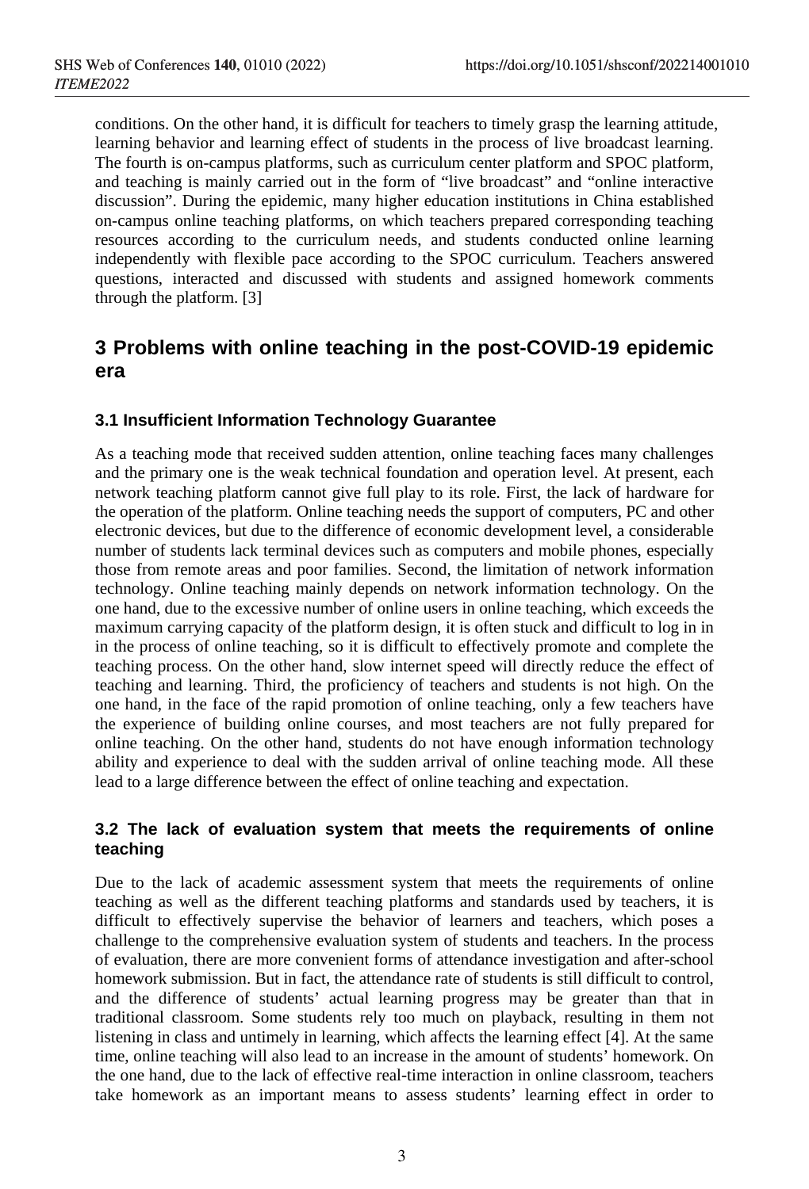conditions. On the other hand, it is difficult for teachers to timely grasp the learning attitude, learning behavior and learning effect of students in the process of live broadcast learning. The fourth is on-campus platforms, such as curriculum center platform and SPOC platform, and teaching is mainly carried out in the form of "live broadcast" and "online interactive discussion". During the epidemic, many higher education institutions in China established on-campus online teaching platforms, on which teachers prepared corresponding teaching resources according to the curriculum needs, and students conducted online learning independently with flexible pace according to the SPOC curriculum. Teachers answered questions, interacted and discussed with students and assigned homework comments through the platform. [3]

## 3 Problems with online teaching in the post-COVID-19 epidemic era

### 3.1 Insufficient Information Technology Guarantee

As a teaching mode that received sudden attention, online teaching faces many challenges and the primary one is the weak technical foundation and operation level. At present, each network teaching platform cannot give full play to its role. First, the lack of hardware for the operation of the platform. Online teaching needs the support of computers, PC and other electronic devices, but due to the difference of economic development level, a considerable number of students lack terminal devices such as computers and mobile phones, especially those from remote areas and poor families. Second, the limitation of network information technology. Online teaching mainly depends on network information technology. On the one hand, due to the excessive number of online users in online teaching, which exceeds the maximum carrying capacity of the platform design, it is often stuck and difficult to log in in the process of online teaching, so it is difficult to effectively promote and complete the teaching process. On the other hand, slow internet speed will directly reduce the effect of teaching and learning. Third, the proficiency of teachers and students is not high. On the one hand, in the face of the rapid promotion of online teaching, only a few teachers have the experience of building online courses, and most teachers are not fully prepared for online teaching. On the other hand, students do not have enough information technology ability and experience to deal with the sudden arrival of online teaching mode. All these lead to a large difference between the effect of online teaching and expectation.

### 3.2 The lack of evaluation system that meets the requirements of online teaching

Due to the lack of academic assessment system that meets the requirements of online teaching as well as the different teaching platforms and standards used by teachers, it is difficult to effectively supervise the behavior of learners and teachers, which poses a challenge to the comprehensive evaluation system of students and teachers. In the process of evaluation, there are more convenient forms of attendance investigation and after-school homework submission. But in fact, the attendance rate of students is still difficult to control, and the difference of students' actual learning progress may be greater than that in traditional classroom. Some students rely too much on playback, resulting in them not listening in class and untimely in learning, which affects the learning effect [4]. At the same time, online teaching will also lead to an increase in the amount of students' homework. On the one hand, due to the lack of effective real-time interaction in online classroom, teachers take homework as an important means to assess students' learning effect in order to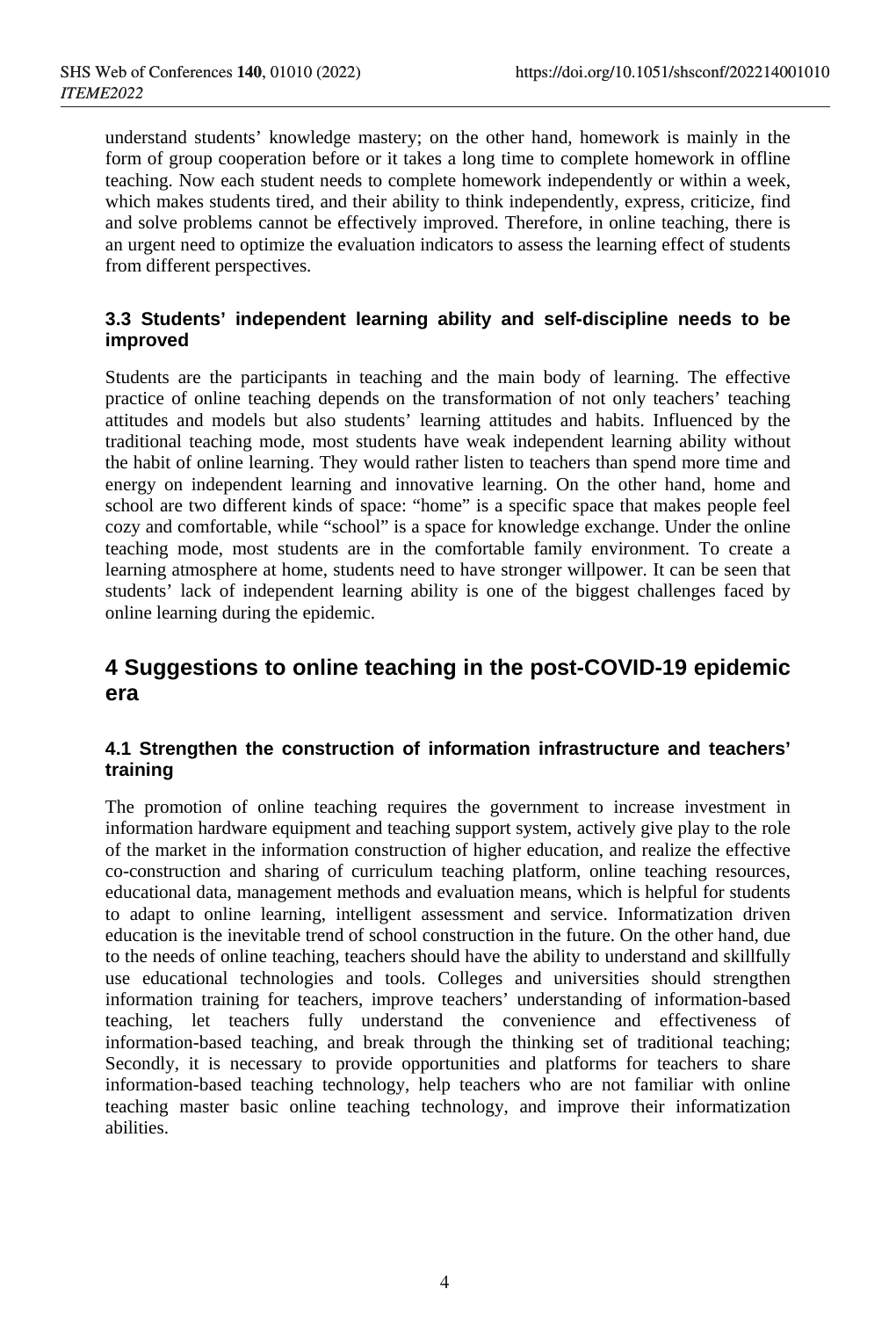understand students' knowledge mastery; on the other hand, homework is mainly in the form of group cooperation before or it takes a long time to complete homework in offline teaching. Now each student needs to complete homework independently or within a week, which makes students tired, and their ability to think independently, express, criticize, find and solve problems cannot be effectively improved. Therefore, in online teaching, there is an urgent need to optimize the evaluation indicators to assess the learning effect of students from different perspectives.

### 3.3 Students' independent learning ability and self-discipline needs to be improved

Students are the participants in teaching and the main body of learning. The effective practice of online teaching depends on the transformation of not only teachers' teaching attitudes and models but also students' learning attitudes and habits. Influenced by the traditional teaching mode, most students have weak independent learning ability without the habit of online learning. They would rather listen to teachers than spend more time and energy on independent learning and innovative learning. On the other hand, home and school are two different kinds of space: "home" is a specific space that makes people feel cozy and comfortable, while "school" is a space for knowledge exchange. Under the online teaching mode, most students are in the comfortable family environment. To create a learning atmosphere at home, students need to have stronger willpower. It can be seen that students' lack of independent learning ability is one of the biggest challenges faced by online learning during the epidemic.

## 4 Suggestions to online teaching in the post-COVID-19 epidemic era

### 4.1 Strengthen the construction of information infrastructure and teachers' training

The promotion of online teaching requires the government to increase investment in information hardware equipment and teaching support system, actively give play to the role of the market in the information construction of higher education, and realize the effective co-construction and sharing of curriculum teaching platform, online teaching resources, educational data, management methods and evaluation means, which is helpful for students to adapt to online learning, intelligent assessment and service. Informatization driven education is the inevitable trend of school construction in the future. On the other hand, due to the needs of online teaching, teachers should have the ability to understand and skillfully use educational technologies and tools. Colleges and universities should strengthen information training for teachers, improve teachers' understanding of information-based teaching, let teachers fully understand the convenience and effectiveness of information-based teaching, and break through the thinking set of traditional teaching; Secondly, it is necessary to provide opportunities and platforms for teachers to share information-based teaching technology, help teachers who are not familiar with online teaching master basic online teaching technology, and improve their informatization abilities.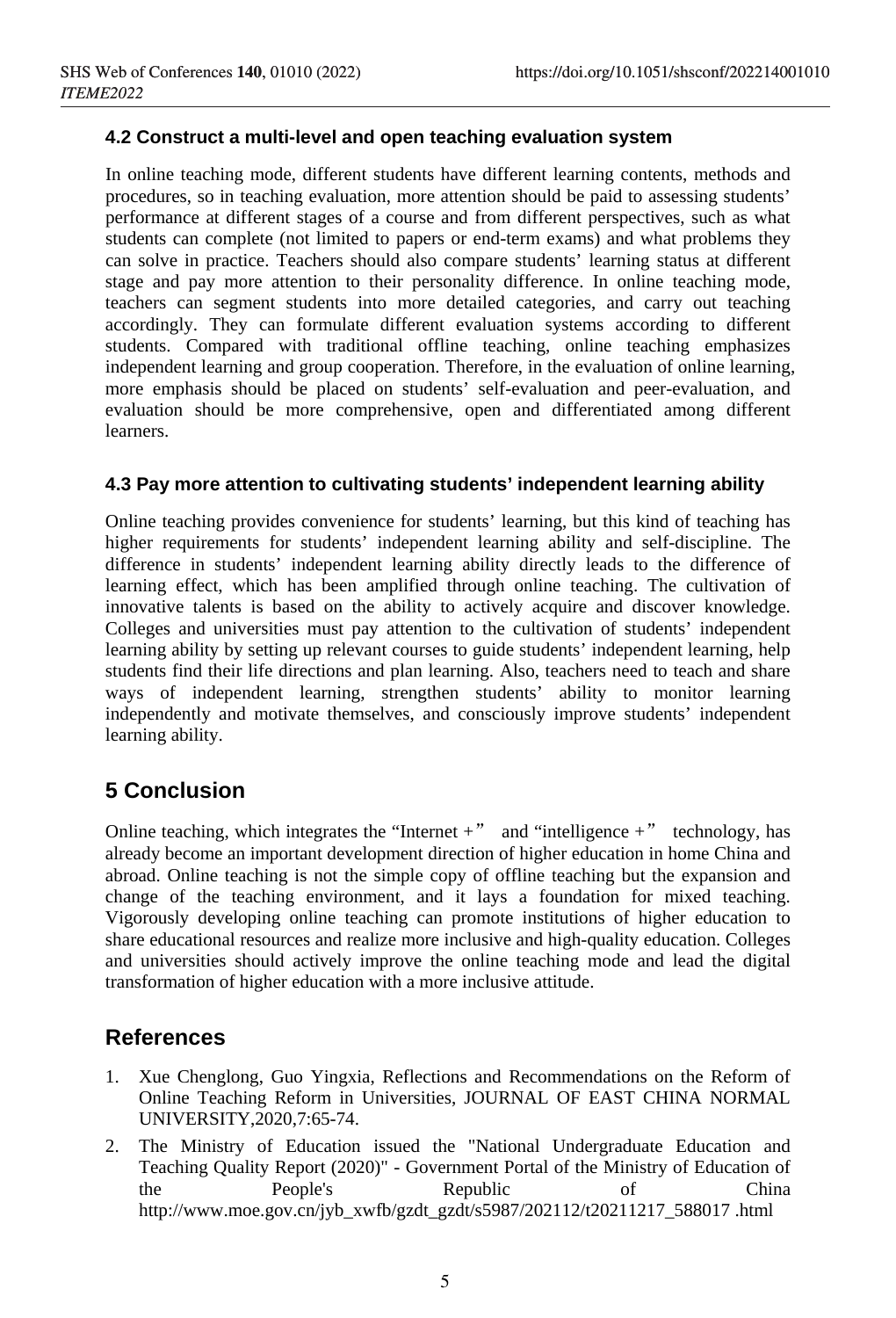### 4.2 Construct a multi-level and open teaching evaluation system

In online teaching mode, different students have different learning contents, methods and procedures, so in teaching evaluation, more attention should be paid to assessing students' performance at different stages of a course and from different perspectives, such as what students can complete (not limited to papers or end-term exams) and what problems they can solve in practice. Teachers should also compare students' learning status at different stage and pay more attention to their personality difference. In online teaching mode, teachers can segment students into more detailed categories, and carry out teaching accordingly. They can formulate different evaluation systems according to different students. Compared with traditional offline teaching, online teaching emphasizes independent learning and group cooperation. Therefore, in the evaluation of online learning, more emphasis should be placed on students' self-evaluation and peer-evaluation, and evaluation should be more comprehensive, open and differentiated among different learners.

### 4.3 Pay more attention to cultivating students' independent learning ability

Online teaching provides convenience for students' learning, but this kind of teaching has higher requirements for students' independent learning ability and self-discipline. The difference in students' independent learning ability directly leads to the difference of learning effect, which has been amplified through online teaching. The cultivation of innovative talents is based on the ability to actively acquire and discover knowledge. Colleges and universities must pay attention to the cultivation of students' independent learning ability by setting up relevant courses to guide students' independent learning, help students find their life directions and plan learning. Also, teachers need to teach and share ways of independent learning, strengthen students' ability to monitor learning independently and motivate themselves, and consciously improve students' independent learning ability.

## 5 Conclusion

Online teaching, which integrates the "Internet +" and "intelligence +" technology, has already become an important development direction of higher education in home China and abroad. Online teaching is not the simple copy of offline teaching but the expansion and change of the teaching environment, and it lays a foundation for mixed teaching. Vigorously developing online teaching can promote institutions of higher education to share educational resources and realize more inclusive and high-quality education. Colleges and universities should actively improve the online teaching mode and lead the digital transformation of higher education with a more inclusive attitude.

## References

1. Xue Chenglong, Guo Yingxia, Reflections and Recommendations on the Reform of Online Teaching Reform in Universities, JOURNAL OF EAST CHINA NORMAL UNIVERSITY,2020,7:65-74.
2. The Ministry of Education issued the "National Undergraduate Education and Teaching Quality Report (2020)" - Government Portal of the Ministry of Education of the People's Republic of China http://www.moe.gov.cn/jyb_xwfb/gzdt_gzdt/s5987/202112/t20211217_588017 .html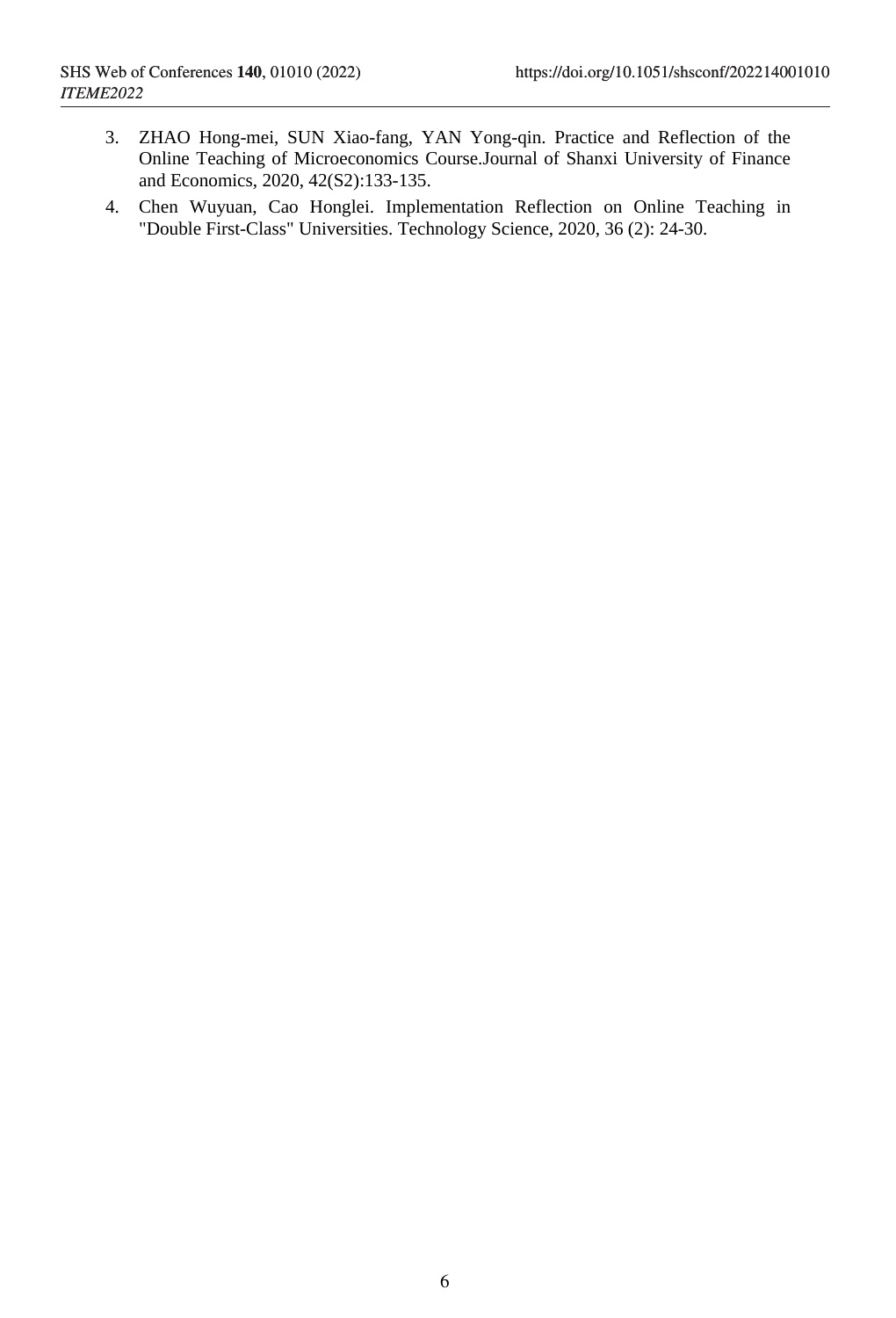3. ZHAO Hong-mei, SUN Xiao-fang, YAN Yong-qin. Practice and Reflection of the Online Teaching of Microeconomics Course.Journal of Shanxi University of Finance and Economics, 2020, 42(S2):133-135.
4. Chen Wuyuan, Cao Honglei. Implementation Reflection on Online Teaching in "Double First-Class" Universities. Technology Science, 2020, 36 (2): 24-30.